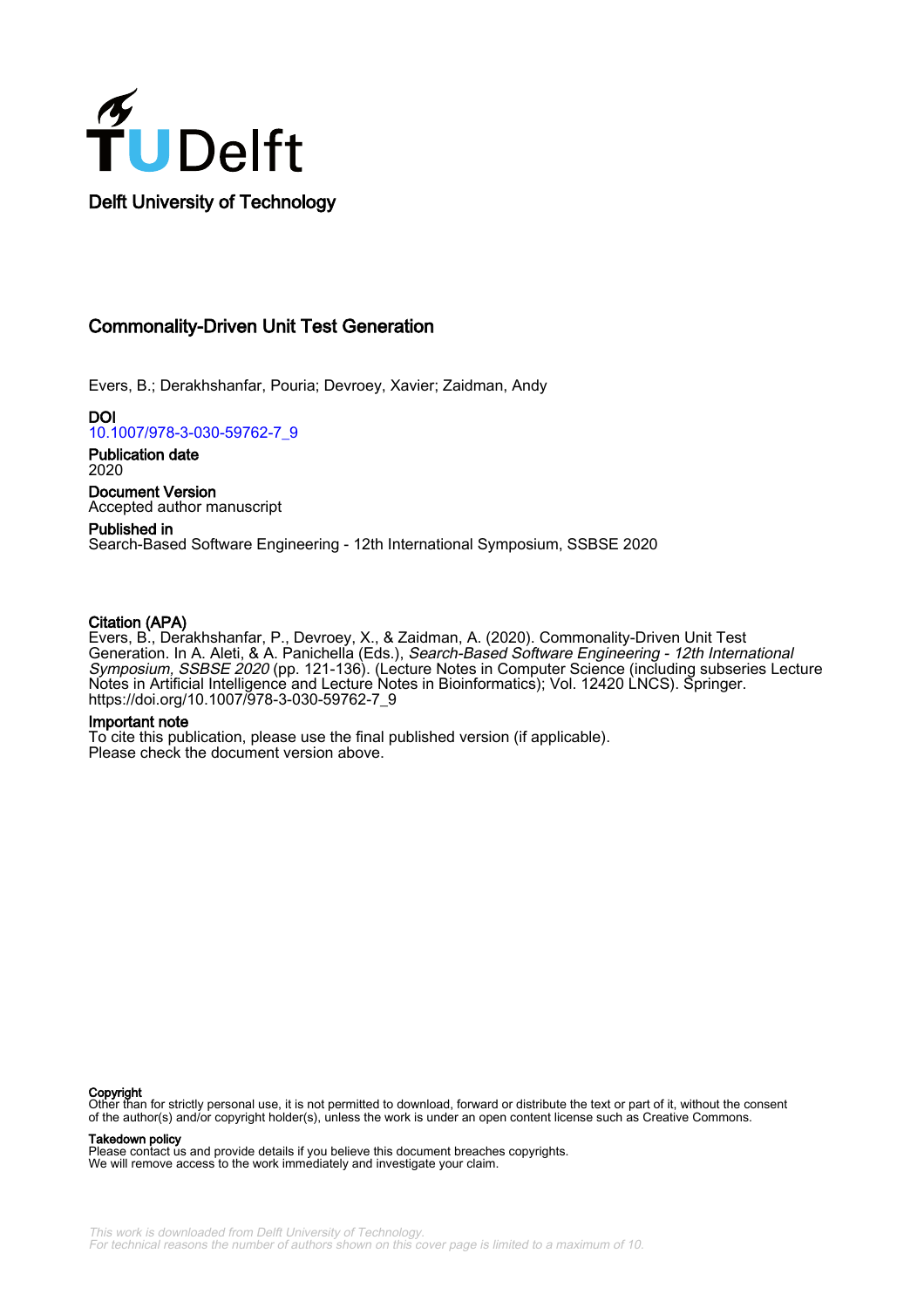Delft University of Technology

# Commonality-Driven Unit Test Generation

Evers, B.; Derakhshanfar, Pouria; Devroey, Xavier; Zaidman, Andy

**DOI**
10.1007/978-3-030-59762-7_9

**Publication date**
2020

**Document Version**
Accepted author manuscript

**Published in**
Search-Based Software Engineering - 12th International Symposium, SSBSE 2020

**Citation (APA)**
Evers, B., Derakhshanfar, P., Devroey, X., & Zaidman, A. (2020). Commonality-Driven Unit Test Generation. In A. Aleti, & A. Panichella (Eds.), *Search-Based Software Engineering - 12th International Symposium, SSBSE 2020* (pp. 121-136). (Lecture Notes in Computer Science (including subseries Lecture Notes in Artificial Intelligence and Lecture Notes in Bioinformatics); Vol. 12420 LNCS). Springer. https://doi.org/10.1007/978-3-030-59762-7_9

**Important note**
To cite this publication, please use the final published version (if applicable).
Please check the document version above.

**Copyright**
Other than for strictly personal use, it is not permitted to download, forward or distribute the text or part of it, without the consent of the author(s) and/or copyright holder(s), unless the work is under an open content license such as Creative Commons.

**Takedown policy**
Please contact us and provide details if you believe this document breaches copyrights.
We will remove access to the work immediately and investigate your claim.

*This work is downloaded from Delft University of Technology.*
*For technical reasons the number of authors shown on this cover page is limited to a maximum of 10.*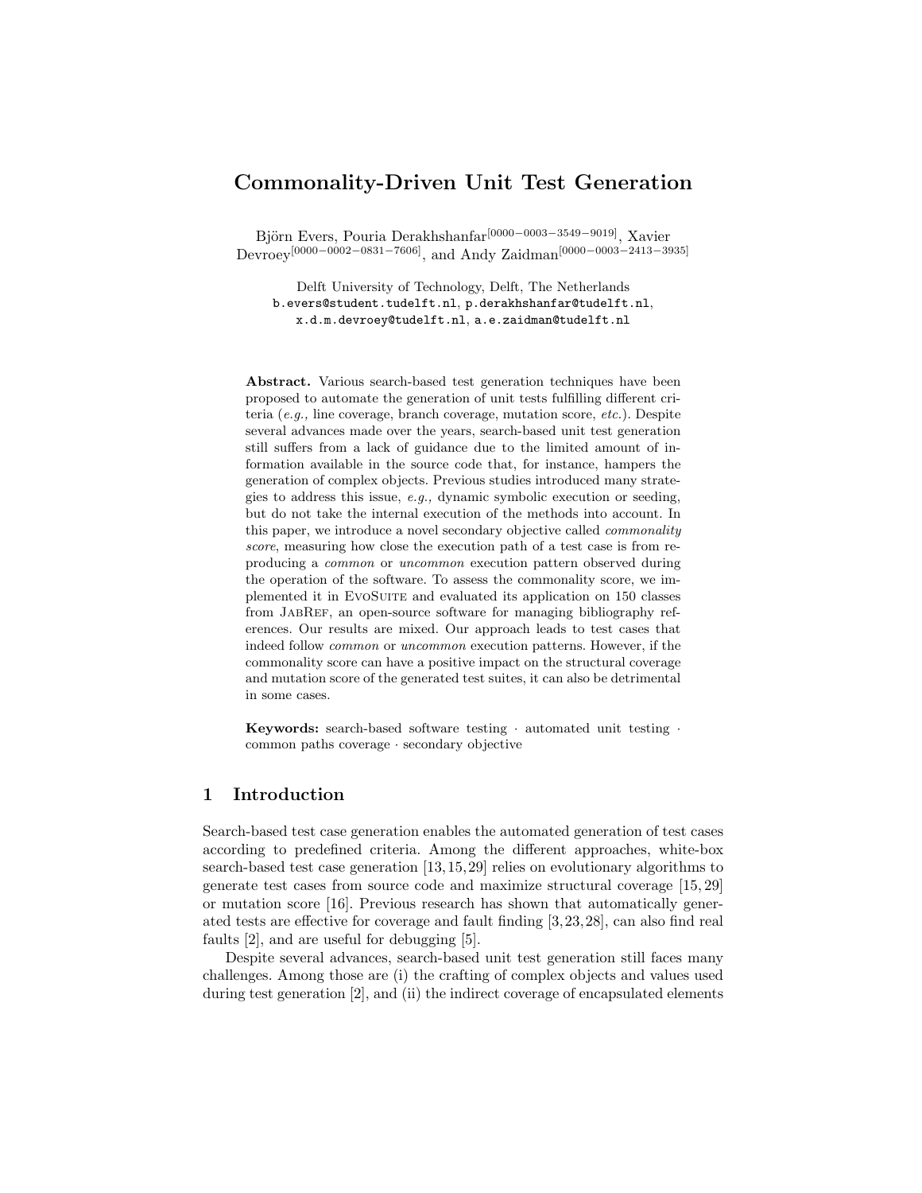# Commonality-Driven Unit Test Generation

Björn Evers, Pouria Derakhshanfar[0000−0003−3549−9019], Xavier Devroey[0000−0002−0831−7606], and Andy Zaidman[0000−0003−2413−3935]

Delft University of Technology, Delft, The Netherlands
b.evers@student.tudelft.nl, p.derakhshanfar@tudelft.nl, x.d.m.devroey@tudelft.nl, a.e.zaidman@tudelft.nl

**Abstract.** Various search-based test generation techniques have been proposed to automate the generation of unit tests fulfilling different criteria (*e.g.,* line coverage, branch coverage, mutation score, *etc.*). Despite several advances made over the years, search-based unit test generation still suffers from a lack of guidance due to the limited amount of information available in the source code that, for instance, hampers the generation of complex objects. Previous studies introduced many strategies to address this issue, *e.g.,* dynamic symbolic execution or seeding, but do not take the internal execution of the methods into account. In this paper, we introduce a novel secondary objective called *commonality score*, measuring how close the execution path of a test case is from reproducing a *common* or *uncommon* execution pattern observed during the operation of the software. To assess the commonality score, we implemented it in EvoSuite and evaluated its application on 150 classes from JabRef, an open-source software for managing bibliography references. Our results are mixed. Our approach leads to test cases that indeed follow *common* or *uncommon* execution patterns. However, if the commonality score can have a positive impact on the structural coverage and mutation score of the generated test suites, it can also be detrimental in some cases.

**Keywords:** search-based software testing · automated unit testing · common paths coverage · secondary objective

## 1 Introduction

Search-based test case generation enables the automated generation of test cases according to predefined criteria. Among the different approaches, white-box search-based test case generation [13,15,29] relies on evolutionary algorithms to generate test cases from source code and maximize structural coverage [15,29] or mutation score [16]. Previous research has shown that automatically generated tests are effective for coverage and fault finding [3,23,28], can also find real faults [2], and are useful for debugging [5].

Despite several advances, search-based unit test generation still faces many challenges. Among those are (i) the crafting of complex objects and values used during test generation [2], and (ii) the indirect coverage of encapsulated elements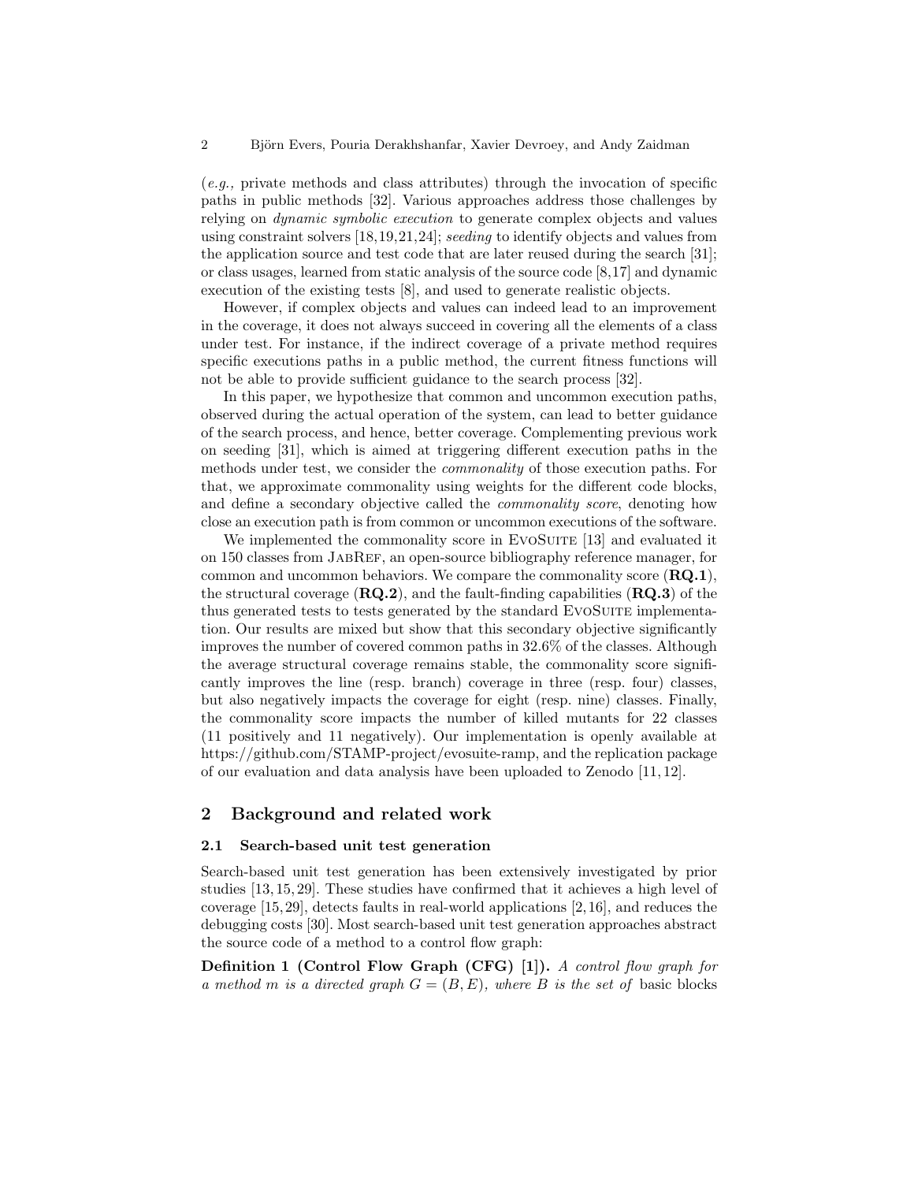(*e.g.,* private methods and class attributes) through the invocation of specific paths in public methods [32]. Various approaches address those challenges by relying on *dynamic symbolic execution* to generate complex objects and values using constraint solvers [18,19,21,24]; *seeding* to identify objects and values from the application source and test code that are later reused during the search [31]; or class usages, learned from static analysis of the source code [8,17] and dynamic execution of the existing tests [8], and used to generate realistic objects.

However, if complex objects and values can indeed lead to an improvement in the coverage, it does not always succeed in covering all the elements of a class under test. For instance, if the indirect coverage of a private method requires specific executions paths in a public method, the current fitness functions will not be able to provide sufficient guidance to the search process [32].

In this paper, we hypothesize that common and uncommon execution paths, observed during the actual operation of the system, can lead to better guidance of the search process, and hence, better coverage. Complementing previous work on seeding [31], which is aimed at triggering different execution paths in the methods under test, we consider the *commonality* of those execution paths. For that, we approximate commonality using weights for the different code blocks, and define a secondary objective called the *commonality score*, denoting how close an execution path is from common or uncommon executions of the software.

We implemented the commonality score in EvoSuite [13] and evaluated it on 150 classes from JabRef, an open-source bibliography reference manager, for common and uncommon behaviors. We compare the commonality score (**RQ.1**), the structural coverage (**RQ.2**), and the fault-finding capabilities (**RQ.3**) of the thus generated tests to tests generated by the standard EvoSuite implementation. Our results are mixed but show that this secondary objective significantly improves the number of covered common paths in 32.6% of the classes. Although the average structural coverage remains stable, the commonality score significantly improves the line (resp. branch) coverage in three (resp. four) classes, but also negatively impacts the coverage for eight (resp. nine) classes. Finally, the commonality score impacts the number of killed mutants for 22 classes (11 positively and 11 negatively). Our implementation is openly available at https://github.com/STAMP-project/evosuite-ramp, and the replication package of our evaluation and data analysis have been uploaded to Zenodo [11,12].

## 2 Background and related work

### 2.1 Search-based unit test generation

Search-based unit test generation has been extensively investigated by prior studies [13,15,29]. These studies have confirmed that it achieves a high level of coverage [15,29], detects faults in real-world applications [2,16], and reduces the debugging costs [30]. Most search-based unit test generation approaches abstract the source code of a method to a control flow graph:

**Definition 1 (Control Flow Graph (CFG) [1]).** *A control flow graph for a method $m$ is a directed graph $G = (B, E)$, where $B$ is the set of* basic blocks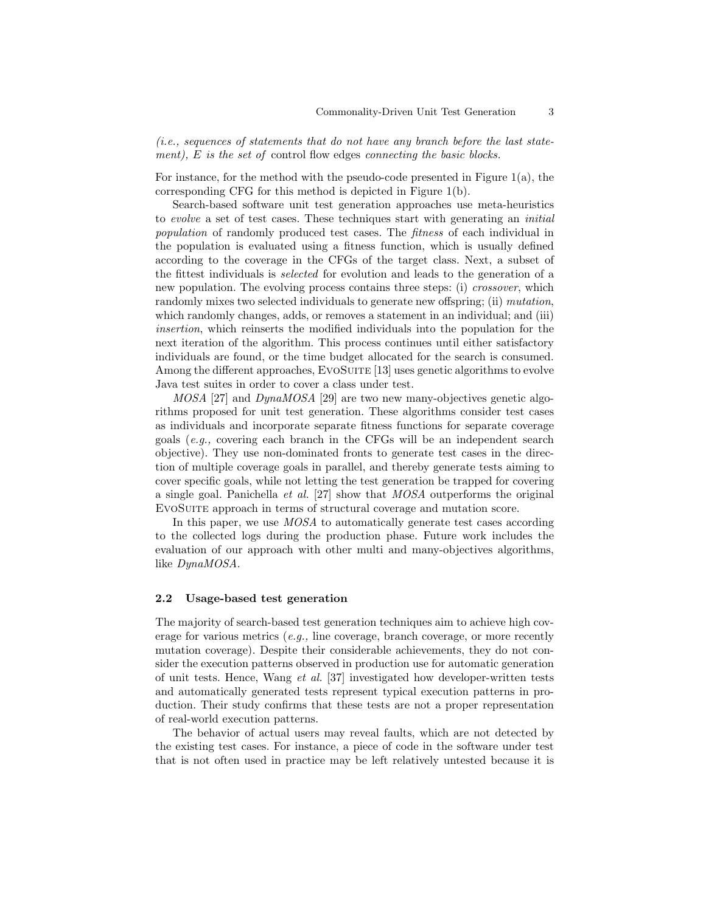*(i.e., sequences of statements that do not have any branch before the last statement), $E$ is the set of* control flow edges *connecting the basic blocks.*

For instance, for the method with the pseudo-code presented in Figure 1(a), the corresponding CFG for this method is depicted in Figure 1(b).

Search-based software unit test generation approaches use meta-heuristics to *evolve* a set of test cases. These techniques start with generating an *initial population* of randomly produced test cases. The *fitness* of each individual in the population is evaluated using a fitness function, which is usually defined according to the coverage in the CFGs of the target class. Next, a subset of the fittest individuals is *selected* for evolution and leads to the generation of a new population. The evolving process contains three steps: (i) *crossover*, which randomly mixes two selected individuals to generate new offspring; (ii) *mutation*, which randomly changes, adds, or removes a statement in an individual; and (iii) *insertion*, which reinserts the modified individuals into the population for the next iteration of the algorithm. This process continues until either satisfactory individuals are found, or the time budget allocated for the search is consumed. Among the different approaches, EvoSuite [13] uses genetic algorithms to evolve Java test suites in order to cover a class under test.

*MOSA* [27] and *DynaMOSA* [29] are two new many-objectives genetic algorithms proposed for unit test generation. These algorithms consider test cases as individuals and incorporate separate fitness functions for separate coverage goals (*e.g.,* covering each branch in the CFGs will be an independent search objective). They use non-dominated fronts to generate test cases in the direction of multiple coverage goals in parallel, and thereby generate tests aiming to cover specific goals, while not letting the test generation be trapped for covering a single goal. Panichella *et al.* [27] show that *MOSA* outperforms the original EvoSuite approach in terms of structural coverage and mutation score.

In this paper, we use *MOSA* to automatically generate test cases according to the collected logs during the production phase. Future work includes the evaluation of our approach with other multi and many-objectives algorithms, like *DynaMOSA*.

### 2.2 Usage-based test generation

The majority of search-based test generation techniques aim to achieve high coverage for various metrics (*e.g.,* line coverage, branch coverage, or more recently mutation coverage). Despite their considerable achievements, they do not consider the execution patterns observed in production use for automatic generation of unit tests. Hence, Wang *et al.* [37] investigated how developer-written tests and automatically generated tests represent typical execution patterns in production. Their study confirms that these tests are not a proper representation of real-world execution patterns.

The behavior of actual users may reveal faults, which are not detected by the existing test cases. For instance, a piece of code in the software under test that is not often used in practice may be left relatively untested because it is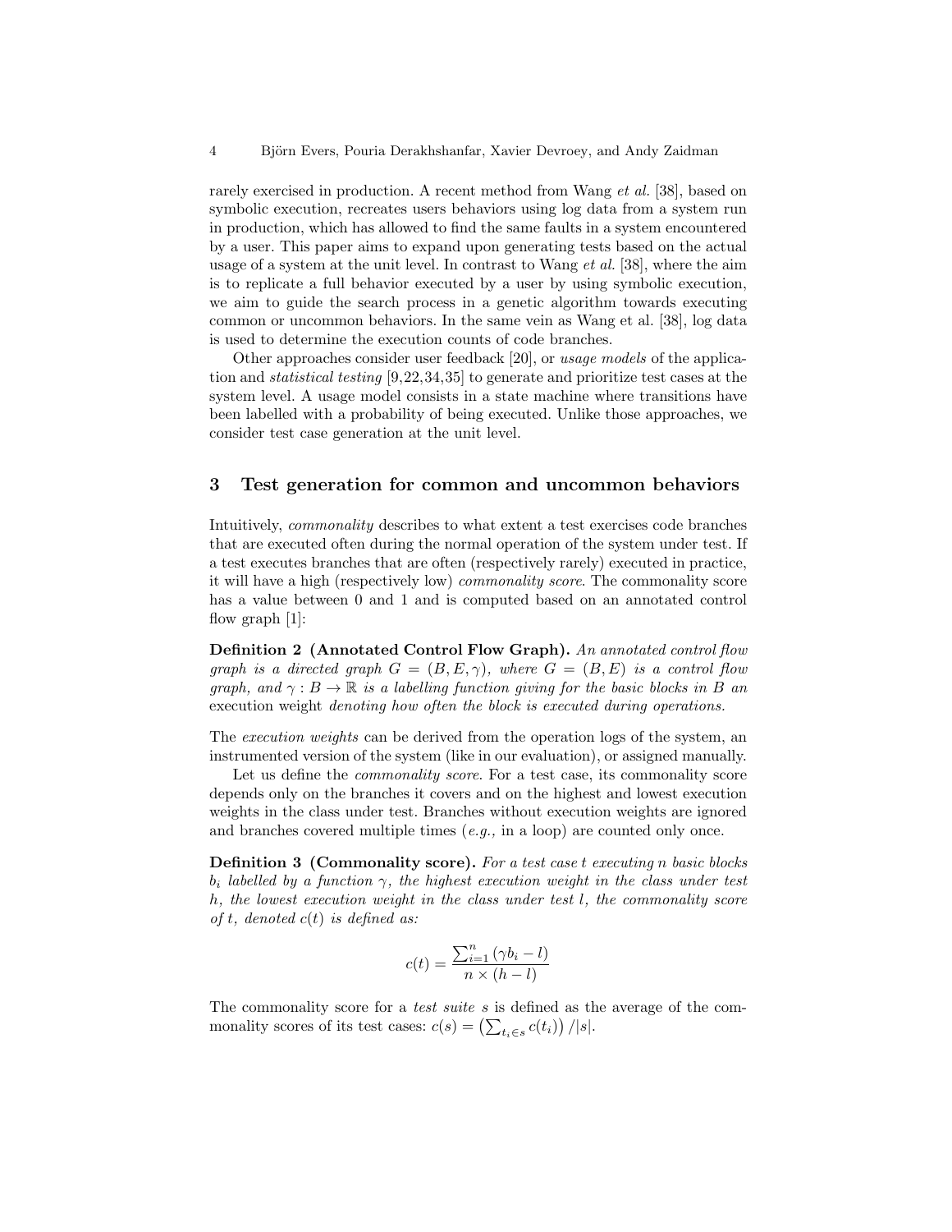rarely exercised in production. A recent method from Wang *et al.* [38], based on symbolic execution, recreates users behaviors using log data from a system run in production, which has allowed to find the same faults in a system encountered by a user. This paper aims to expand upon generating tests based on the actual usage of a system at the unit level. In contrast to Wang *et al.* [38], where the aim is to replicate a full behavior executed by a user by using symbolic execution, we aim to guide the search process in a genetic algorithm towards executing common or uncommon behaviors. In the same vein as Wang et al. [38], log data is used to determine the execution counts of code branches.

Other approaches consider user feedback [20], or *usage models* of the application and *statistical testing* [9,22,34,35] to generate and prioritize test cases at the system level. A usage model consists in a state machine where transitions have been labelled with a probability of being executed. Unlike those approaches, we consider test case generation at the unit level.

## 3 Test generation for common and uncommon behaviors

Intuitively, *commonality* describes to what extent a test exercises code branches that are executed often during the normal operation of the system under test. If a test executes branches that are often (respectively rarely) executed in practice, it will have a high (respectively low) *commonality score*. The commonality score has a value between 0 and 1 and is computed based on an annotated control flow graph [1]:

**Definition 2 (Annotated Control Flow Graph).** *An annotated control flow graph is a directed graph $G = (B, E, \gamma)$, where $G = (B, E)$ is a control flow graph, and $\gamma : B \to \mathbb{R}$ is a labelling function giving for the basic blocks in $B$ an* execution weight *denoting how often the block is executed during operations.*

The *execution weights* can be derived from the operation logs of the system, an instrumented version of the system (like in our evaluation), or assigned manually.

Let us define the *commonality score*. For a test case, its commonality score depends only on the branches it covers and on the highest and lowest execution weights in the class under test. Branches without execution weights are ignored and branches covered multiple times (*e.g.,* in a loop) are counted only once.

**Definition 3 (Commonality score).** *For a test case $t$ executing $n$ basic blocks $b_i$ labelled by a function $\gamma$, the highest execution weight in the class under test $h$, the lowest execution weight in the class under test $l$, the commonality score of $t$, denoted $c(t)$ is defined as:*

$$c(t) = \frac{\sum_{i=1}^{n} (\gamma b_i - l)}{n \times (h - l)}$$

The commonality score for a *test suite* $s$ is defined as the average of the commonality scores of its test cases: $c(s) = \left(\sum_{t_i \in s} c(t_i)\right) / |s|$.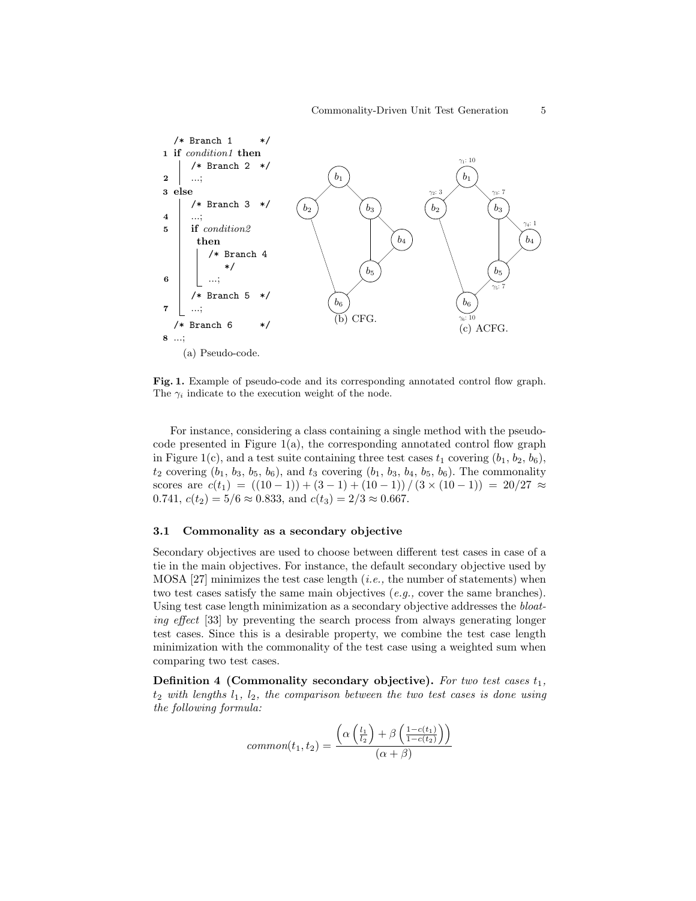```
   /* Branch 1      */
1  if condition1 then
   |  /* Branch 2  */
2  |  ...;
3  else
   |  /* Branch 3  */
4  |  ...;
5  |  if condition2
   |   then
   |   |  /* Branch 4
   |   |     */
6  |   |  ...;
   |  /* Branch 5  */
7  |  ...;
   /* Branch 6      */
8  ...;
```

(a) Pseudo-code.

(b) CFG.

(c) ACFG.

**Fig. 1.** Example of pseudo-code and its corresponding annotated control flow graph. The $\gamma_i$ indicate to the execution weight of the node.

For instance, considering a class containing a single method with the pseudo-code presented in Figure 1(a), the corresponding annotated control flow graph in Figure 1(c), and a test suite containing three test cases $t_1$ covering ($b_1$, $b_2$, $b_6$), $t_2$ covering ($b_1$, $b_3$, $b_5$, $b_6$), and $t_3$ covering ($b_1$, $b_3$, $b_4$, $b_5$, $b_6$). The commonality scores are $c(t_1) = ((10-1)) + (3-1) + (10-1)) \,/\, (3 \times (10-1)) = 20/27 \approx 0.741$, $c(t_2) = 5/6 \approx 0.833$, and $c(t_3) = 2/3 \approx 0.667$.

### 3.1 Commonality as a secondary objective

Secondary objectives are used to choose between different test cases in case of a tie in the main objectives. For instance, the default secondary objective used by MOSA [27] minimizes the test case length (*i.e.,* the number of statements) when two test cases satisfy the same main objectives (*e.g.,* cover the same branches). Using test case length minimization as a secondary objective addresses the *bloating effect* [33] by preventing the search process from always generating longer test cases. Since this is a desirable property, we combine the test case length minimization with the commonality of the test case using a weighted sum when comparing two test cases.

**Definition 4 (Commonality secondary objective).** *For two test cases $t_1$, $t_2$ with lengths $l_1$, $l_2$, the comparison between the two test cases is done using the following formula:*

$$common(t_1, t_2) = \frac{\left(\alpha\left(\frac{l_1}{l_2}\right) + \beta\left(\frac{1-c(t_1)}{1-c(t_2)}\right)\right)}{(\alpha + \beta)}$$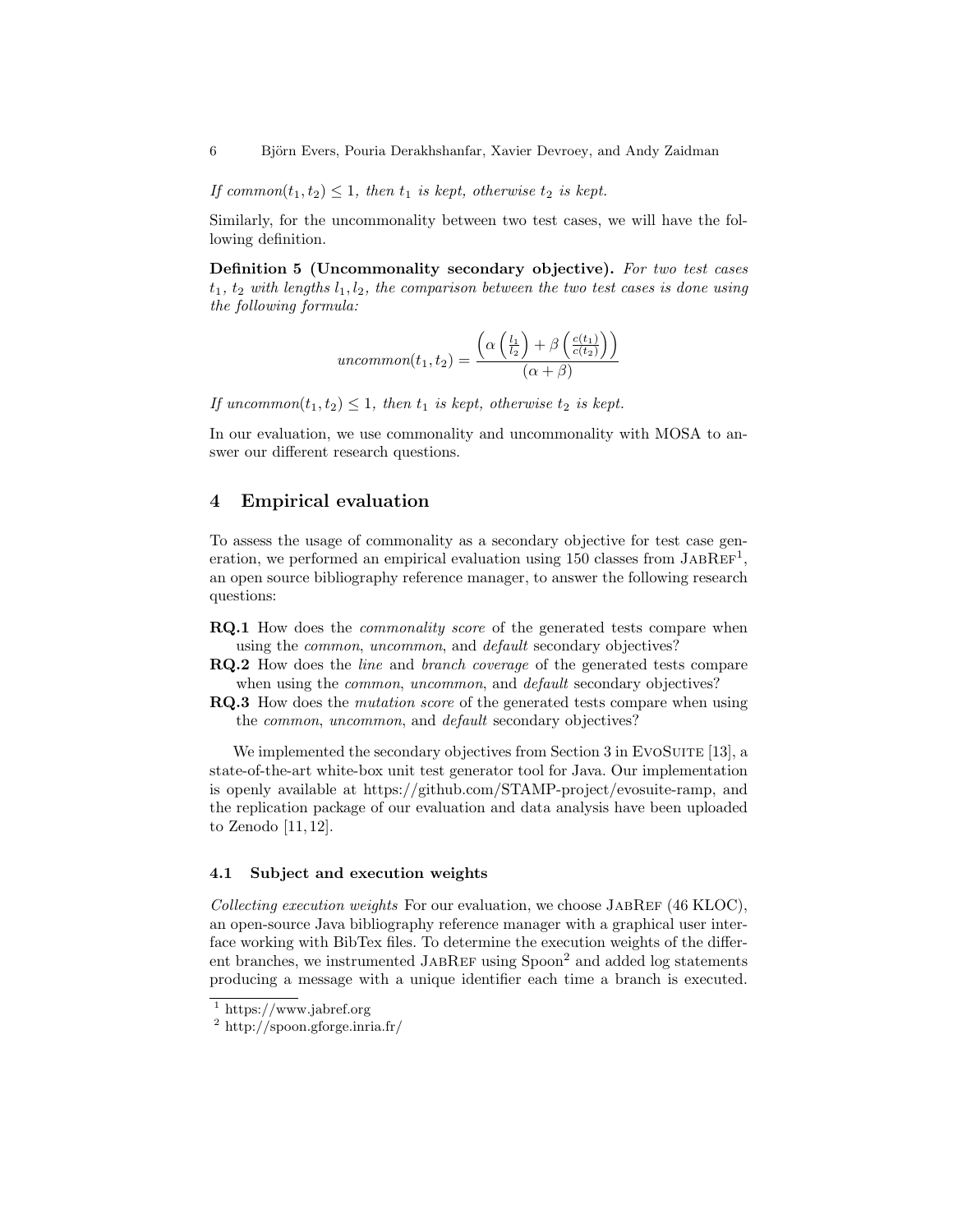*If common($t_1, t_2$) $\leq 1$, then $t_1$ is kept, otherwise $t_2$ is kept.*

Similarly, for the uncommonality between two test cases, we will have the following definition.

**Definition 5 (Uncommonality secondary objective).** *For two test cases $t_1$, $t_2$ with lengths $l_1, l_2$, the comparison between the two test cases is done using the following formula:*

$$uncommon(t_1, t_2) = \frac{\left(\alpha\left(\frac{l_1}{l_2}\right) + \beta\left(\frac{c(t_1)}{c(t_2)}\right)\right)}{(\alpha + \beta)}$$

*If uncommon($t_1, t_2$) $\leq 1$, then $t_1$ is kept, otherwise $t_2$ is kept.*

In our evaluation, we use commonality and uncommonality with MOSA to answer our different research questions.

## 4 Empirical evaluation

To assess the usage of commonality as a secondary objective for test case generation, we performed an empirical evaluation using 150 classes from JabRef[1], an open source bibliography reference manager, to answer the following research questions:

- **RQ.1** How does the *commonality score* of the generated tests compare when using the *common*, *uncommon*, and *default* secondary objectives?
- **RQ.2** How does the *line* and *branch coverage* of the generated tests compare when using the *common*, *uncommon*, and *default* secondary objectives?
- **RQ.3** How does the *mutation score* of the generated tests compare when using the *common*, *uncommon*, and *default* secondary objectives?

We implemented the secondary objectives from Section 3 in EvoSuite [13], a state-of-the-art white-box unit test generator tool for Java. Our implementation is openly available at https://github.com/STAMP-project/evosuite-ramp, and the replication package of our evaluation and data analysis have been uploaded to Zenodo [11, 12].

### 4.1 Subject and execution weights

*Collecting execution weights* For our evaluation, we choose JabRef (46 KLOC), an open-source Java bibliography reference manager with a graphical user interface working with BibTex files. To determine the execution weights of the different branches, we instrumented JabRef using Spoon[2] and added log statements producing a message with a unique identifier each time a branch is executed.

[1] https://www.jabref.org

[2] http://spoon.gforge.inria.fr/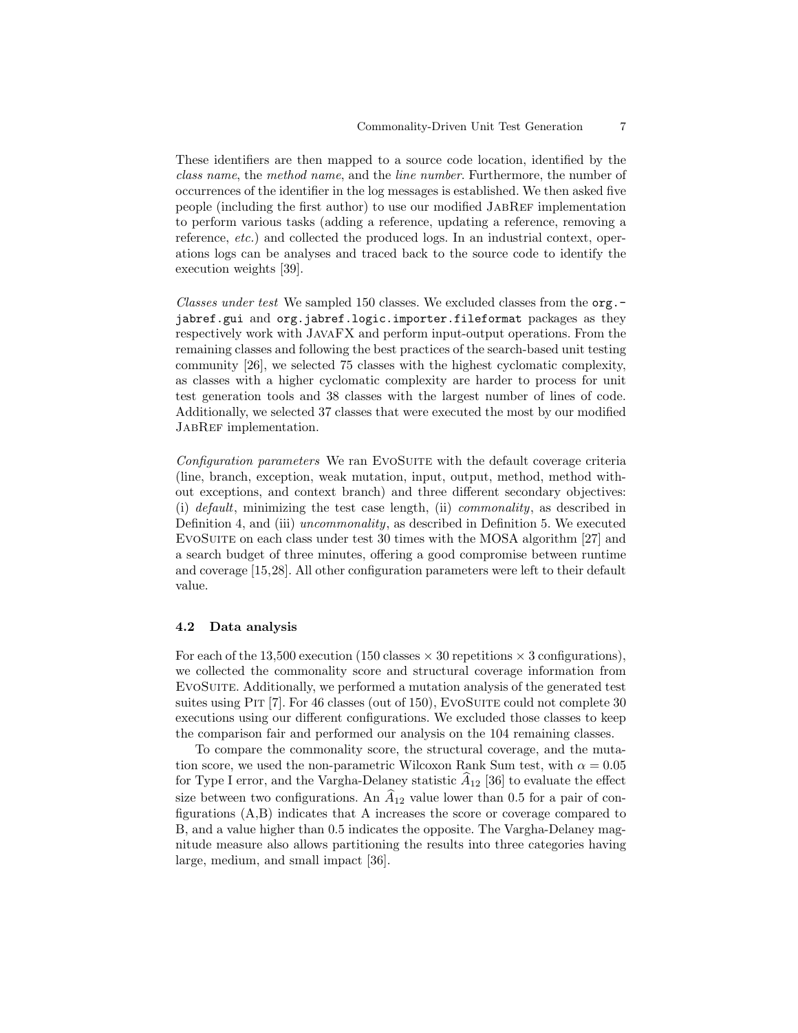These identifiers are then mapped to a source code location, identified by the *class name*, the *method name*, and the *line number*. Furthermore, the number of occurrences of the identifier in the log messages is established. We then asked five people (including the first author) to use our modified JabRef implementation to perform various tasks (adding a reference, updating a reference, removing a reference, *etc.*) and collected the produced logs. In an industrial context, operations logs can be analyses and traced back to the source code to identify the execution weights [39].

*Classes under test* We sampled 150 classes. We excluded classes from the `org.jabref.gui` and `org.jabref.logic.importer.fileformat` packages as they respectively work with JavaFX and perform input-output operations. From the remaining classes and following the best practices of the search-based unit testing community [26], we selected 75 classes with the highest cyclomatic complexity, as classes with a higher cyclomatic complexity are harder to process for unit test generation tools and 38 classes with the largest number of lines of code. Additionally, we selected 37 classes that were executed the most by our modified JabRef implementation.

*Configuration parameters* We ran EvoSuite with the default coverage criteria (line, branch, exception, weak mutation, input, output, method, method without exceptions, and context branch) and three different secondary objectives: (i) *default*, minimizing the test case length, (ii) *commonality*, as described in Definition 4, and (iii) *uncommonality*, as described in Definition 5. We executed EvoSuite on each class under test 30 times with the MOSA algorithm [27] and a search budget of three minutes, offering a good compromise between runtime and coverage [15,28]. All other configuration parameters were left to their default value.

### 4.2 Data analysis

For each of the 13,500 execution (150 classes $\times$ 30 repetitions $\times$ 3 configurations), we collected the commonality score and structural coverage information from EvoSuite. Additionally, we performed a mutation analysis of the generated test suites using Pit [7]. For 46 classes (out of 150), EvoSuite could not complete 30 executions using our different configurations. We excluded those classes to keep the comparison fair and performed our analysis on the 104 remaining classes.

To compare the commonality score, the structural coverage, and the mutation score, we used the non-parametric Wilcoxon Rank Sum test, with $\alpha = 0.05$ for Type I error, and the Vargha-Delaney statistic $\widehat{A}_{12}$ [36] to evaluate the effect size between two configurations. An $\widehat{A}_{12}$ value lower than 0.5 for a pair of configurations (A,B) indicates that A increases the score or coverage compared to B, and a value higher than 0.5 indicates the opposite. The Vargha-Delaney magnitude measure also allows partitioning the results into three categories having large, medium, and small impact [36].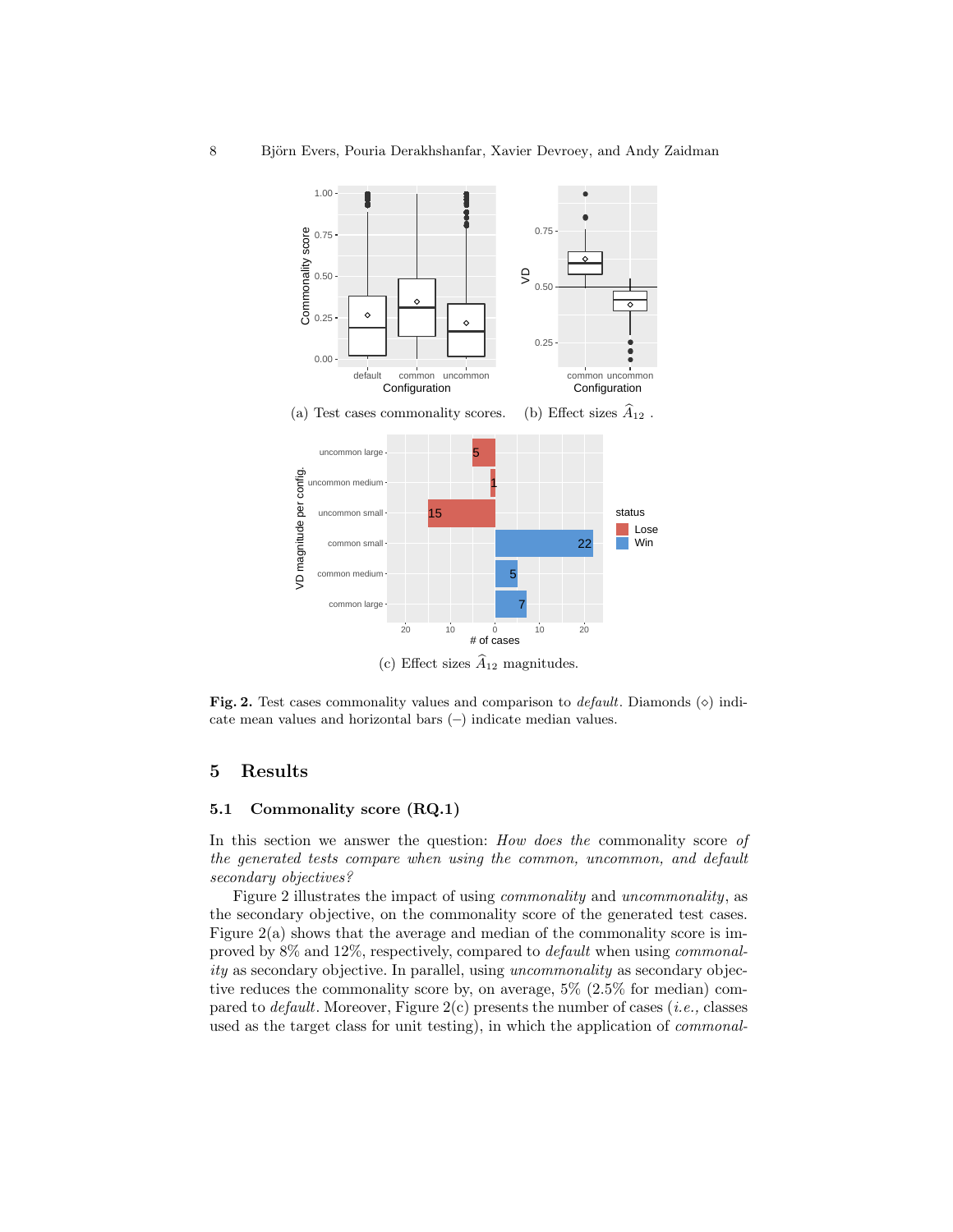(a) Test cases commonality scores. (b) Effect sizes $\widehat{A}_{12}$ .

(c) Effect sizes $\widehat{A}_{12}$ magnitudes.

**Fig. 2.** Test cases commonality values and comparison to *default*. Diamonds (⋄) indicate mean values and horizontal bars (–) indicate median values.

## 5 Results

### 5.1 Commonality score (RQ.1)

In this section we answer the question: *How does the* commonality score *of the generated tests compare when using the common, uncommon, and default secondary objectives?*

Figure 2 illustrates the impact of using *commonality* and *uncommonality*, as the secondary objective, on the commonality score of the generated test cases. Figure 2(a) shows that the average and median of the commonality score is improved by 8% and 12%, respectively, compared to *default* when using *commonality* as secondary objective. In parallel, using *uncommonality* as secondary objective reduces the commonality score by, on average, 5% (2.5% for median) compared to *default*. Moreover, Figure 2(c) presents the number of cases (*i.e.,* classes used as the target class for unit testing), in which the application of *commonal-*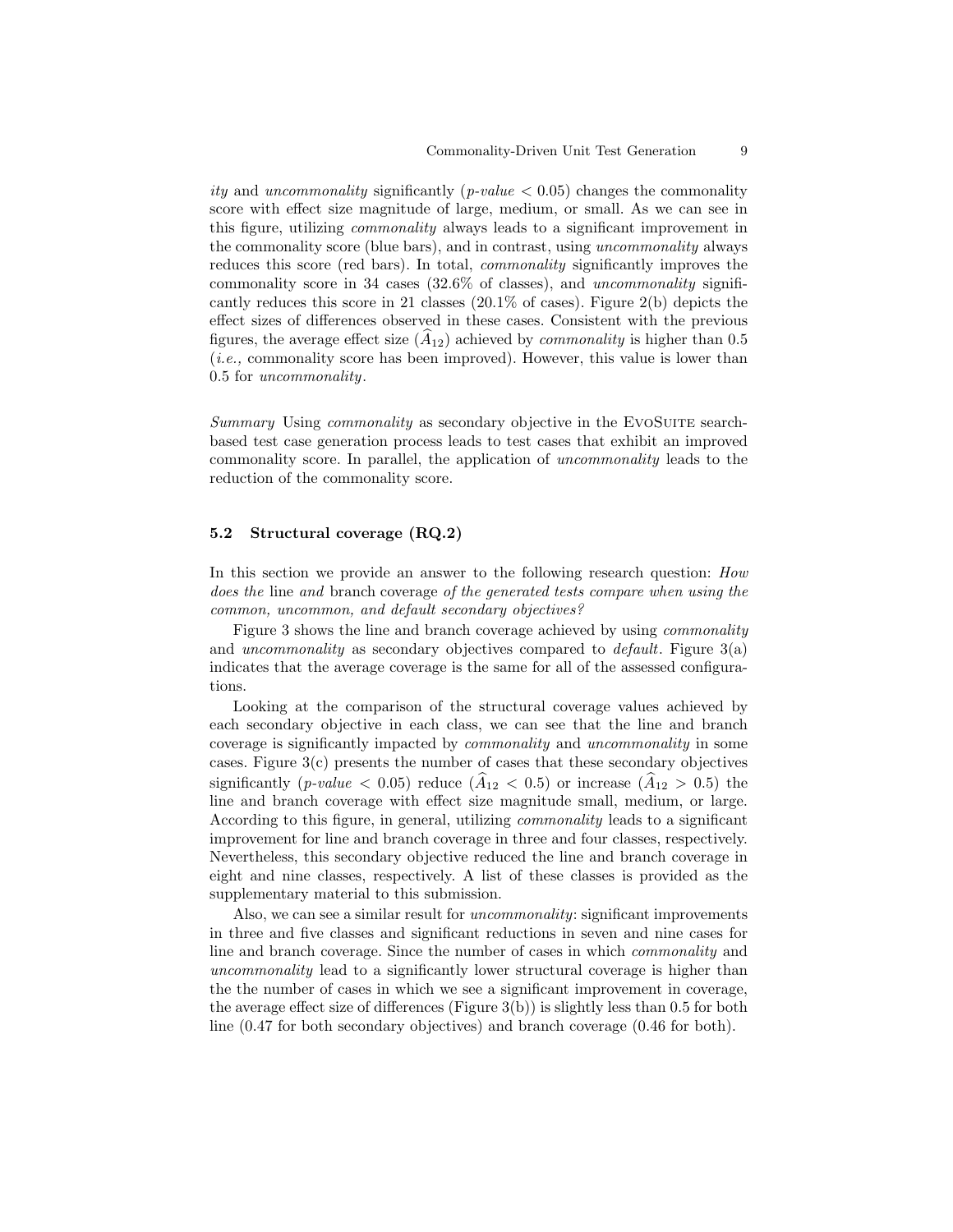*ity* and *uncommonality* significantly ($p$-*value* $< 0.05$) changes the commonality score with effect size magnitude of large, medium, or small. As we can see in this figure, utilizing *commonality* always leads to a significant improvement in the commonality score (blue bars), and in contrast, using *uncommonality* always reduces this score (red bars). In total, *commonality* significantly improves the commonality score in 34 cases (32.6% of classes), and *uncommonality* significantly reduces this score in 21 classes (20.1% of cases). Figure 2(b) depicts the effect sizes of differences observed in these cases. Consistent with the previous figures, the average effect size ($\widehat{A}_{12}$) achieved by *commonality* is higher than 0.5 (*i.e.,* commonality score has been improved). However, this value is lower than 0.5 for *uncommonality*.

*Summary* Using *commonality* as secondary objective in the EvoSuite search-based test case generation process leads to test cases that exhibit an improved commonality score. In parallel, the application of *uncommonality* leads to the reduction of the commonality score.

### 5.2 Structural coverage (RQ.2)

In this section we provide an answer to the following research question: *How does the* line *and* branch coverage *of the generated tests compare when using the common, uncommon, and default secondary objectives?*

Figure 3 shows the line and branch coverage achieved by using *commonality* and *uncommonality* as secondary objectives compared to *default*. Figure 3(a) indicates that the average coverage is the same for all of the assessed configurations.

Looking at the comparison of the structural coverage values achieved by each secondary objective in each class, we can see that the line and branch coverage is significantly impacted by *commonality* and *uncommonality* in some cases. Figure 3(c) presents the number of cases that these secondary objectives significantly ($p$-*value* $< 0.05$) reduce ($\widehat{A}_{12} < 0.5$) or increase ($\widehat{A}_{12} > 0.5$) the line and branch coverage with effect size magnitude small, medium, or large. According to this figure, in general, utilizing *commonality* leads to a significant improvement for line and branch coverage in three and four classes, respectively. Nevertheless, this secondary objective reduced the line and branch coverage in eight and nine classes, respectively. A list of these classes is provided as the supplementary material to this submission.

Also, we can see a similar result for *uncommonality*: significant improvements in three and five classes and significant reductions in seven and nine cases for line and branch coverage. Since the number of cases in which *commonality* and *uncommonality* lead to a significantly lower structural coverage is higher than the the number of cases in which we see a significant improvement in coverage, the average effect size of differences (Figure 3(b)) is slightly less than 0.5 for both line (0.47 for both secondary objectives) and branch coverage (0.46 for both).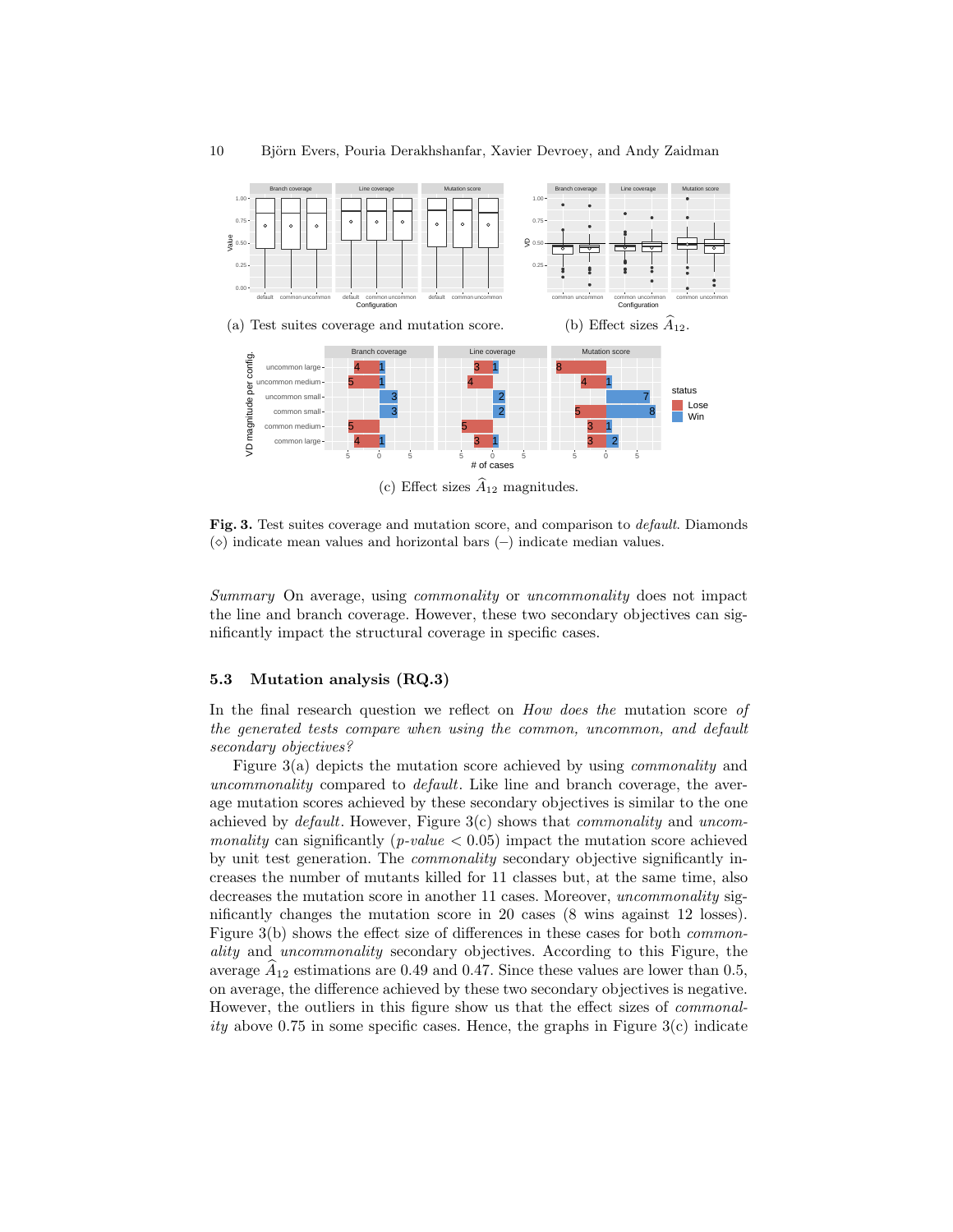(a) Test suites coverage and mutation score.

(b) Effect sizes $\widehat{A}_{12}$.

(c) Effect sizes $\widehat{A}_{12}$ magnitudes.

**Fig. 3.** Test suites coverage and mutation score, and comparison to *default*. Diamonds ($\diamond$) indicate mean values and horizontal bars ($-$) indicate median values.

*Summary* On average, using *commonality* or *uncommonality* does not impact the line and branch coverage. However, these two secondary objectives can significantly impact the structural coverage in specific cases.

### 5.3 Mutation analysis (RQ.3)

In the final research question we reflect on *How does the* mutation score *of the generated tests compare when using the common, uncommon, and default secondary objectives?*

Figure 3(a) depicts the mutation score achieved by using *commonality* and *uncommonality* compared to *default*. Like line and branch coverage, the average mutation scores achieved by these secondary objectives is similar to the one achieved by *default*. However, Figure 3(c) shows that *commonality* and *uncommonality* can significantly (*p-value* $< 0.05$) impact the mutation score achieved by unit test generation. The *commonality* secondary objective significantly increases the number of mutants killed for 11 classes but, at the same time, also decreases the mutation score in another 11 cases. Moreover, *uncommonality* significantly changes the mutation score in 20 cases (8 wins against 12 losses). Figure 3(b) shows the effect size of differences in these cases for both *commonality* and *uncommonality* secondary objectives. According to this Figure, the average $\widehat{A}_{12}$ estimations are 0.49 and 0.47. Since these values are lower than 0.5, on average, the difference achieved by these two secondary objectives is negative. However, the outliers in this figure show us that the effect sizes of *commonality* above 0.75 in some specific cases. Hence, the graphs in Figure 3(c) indicate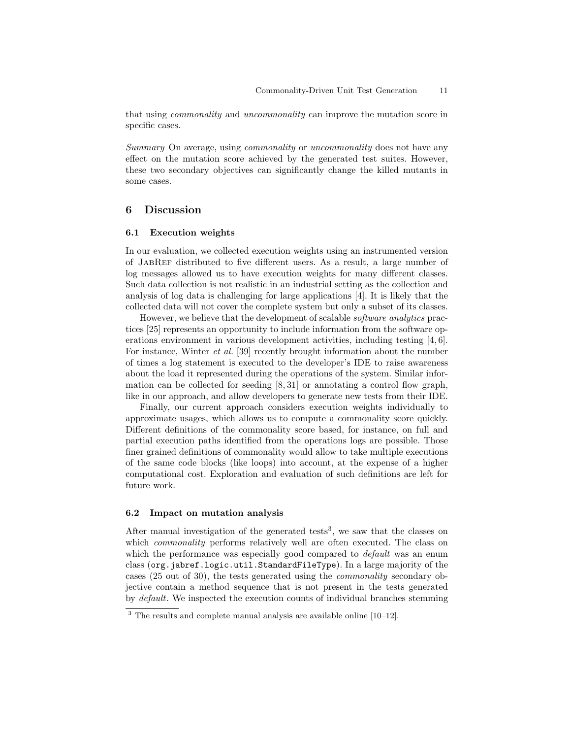that using *commonality* and *uncommonality* can improve the mutation score in specific cases.

*Summary* On average, using *commonality* or *uncommonality* does not have any effect on the mutation score achieved by the generated test suites. However, these two secondary objectives can significantly change the killed mutants in some cases.

## 6 Discussion

### 6.1 Execution weights

In our evaluation, we collected execution weights using an instrumented version of JabRef distributed to five different users. As a result, a large number of log messages allowed us to have execution weights for many different classes. Such data collection is not realistic in an industrial setting as the collection and analysis of log data is challenging for large applications [4]. It is likely that the collected data will not cover the complete system but only a subset of its classes.

However, we believe that the development of scalable *software analytics* practices [25] represents an opportunity to include information from the software operations environment in various development activities, including testing [4, 6]. For instance, Winter *et al.* [39] recently brought information about the number of times a log statement is executed to the developer's IDE to raise awareness about the load it represented during the operations of the system. Similar information can be collected for seeding [8, 31] or annotating a control flow graph, like in our approach, and allow developers to generate new tests from their IDE.

Finally, our current approach considers execution weights individually to approximate usages, which allows us to compute a commonality score quickly. Different definitions of the commonality score based, for instance, on full and partial execution paths identified from the operations logs are possible. Those finer grained definitions of commonality would allow to take multiple executions of the same code blocks (like loops) into account, at the expense of a higher computational cost. Exploration and evaluation of such definitions are left for future work.

### 6.2 Impact on mutation analysis

After manual investigation of the generated tests[3], we saw that the classes on which *commonality* performs relatively well are often executed. The class on which the performance was especially good compared to *default* was an enum class (`org.jabref.logic.util.StandardFileType`). In a large majority of the cases (25 out of 30), the tests generated using the *commonality* secondary objective contain a method sequence that is not present in the tests generated by *default*. We inspected the execution counts of individual branches stemming

[3] The results and complete manual analysis are available online [10–12].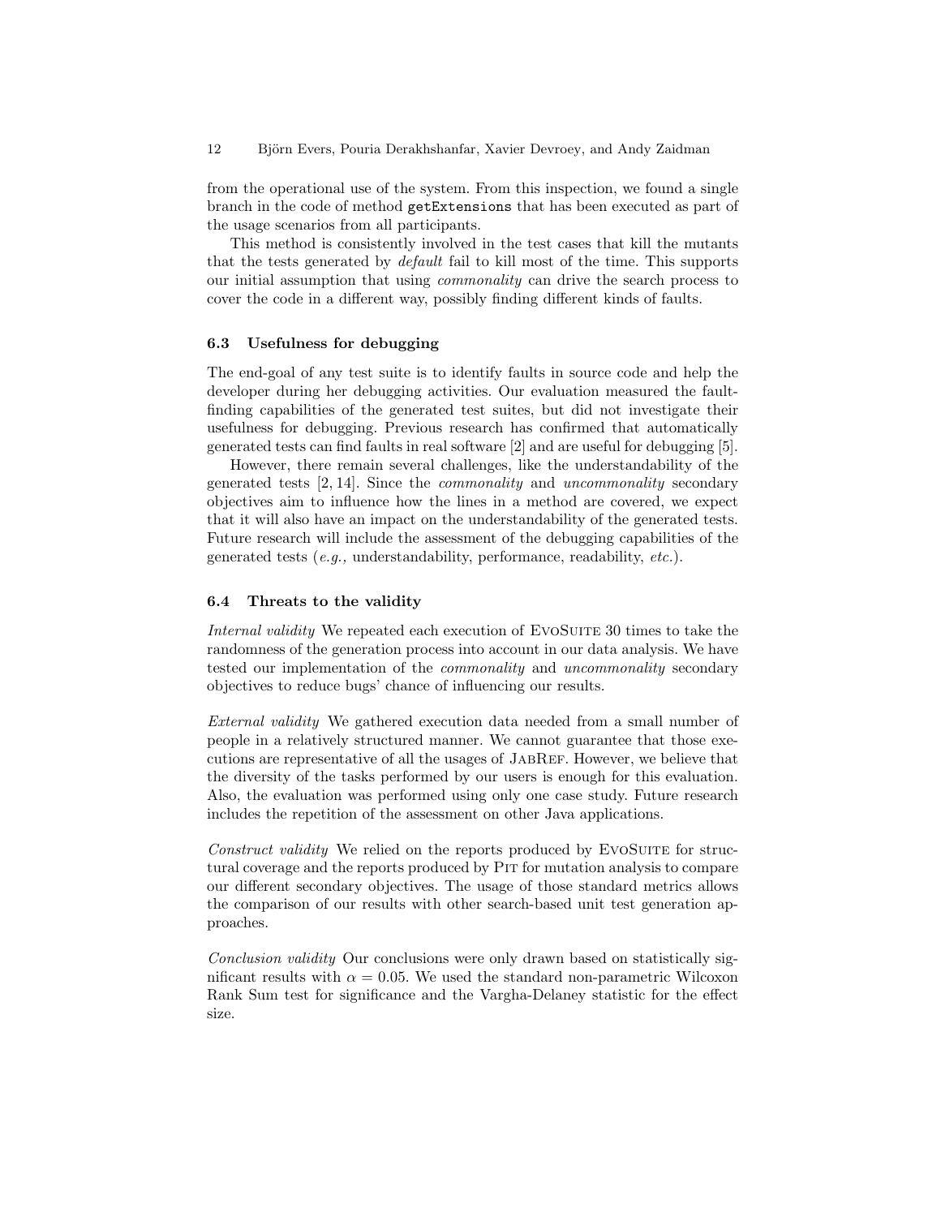from the operational use of the system. From this inspection, we found a single branch in the code of method `getExtensions` that has been executed as part of the usage scenarios from all participants.

This method is consistently involved in the test cases that kill the mutants that the tests generated by *default* fail to kill most of the time. This supports our initial assumption that using *commonality* can drive the search process to cover the code in a different way, possibly finding different kinds of faults.

### 6.3 Usefulness for debugging

The end-goal of any test suite is to identify faults in source code and help the developer during her debugging activities. Our evaluation measured the fault-finding capabilities of the generated test suites, but did not investigate their usefulness for debugging. Previous research has confirmed that automatically generated tests can find faults in real software [2] and are useful for debugging [5].

However, there remain several challenges, like the understandability of the generated tests [2, 14]. Since the *commonality* and *uncommonality* secondary objectives aim to influence how the lines in a method are covered, we expect that it will also have an impact on the understandability of the generated tests. Future research will include the assessment of the debugging capabilities of the generated tests (*e.g.,* understandability, performance, readability, *etc.*).

### 6.4 Threats to the validity

*Internal validity* We repeated each execution of EvoSuite 30 times to take the randomness of the generation process into account in our data analysis. We have tested our implementation of the *commonality* and *uncommonality* secondary objectives to reduce bugs' chance of influencing our results.

*External validity* We gathered execution data needed from a small number of people in a relatively structured manner. We cannot guarantee that those executions are representative of all the usages of JabRef. However, we believe that the diversity of the tasks performed by our users is enough for this evaluation. Also, the evaluation was performed using only one case study. Future research includes the repetition of the assessment on other Java applications.

*Construct validity* We relied on the reports produced by EvoSuite for structural coverage and the reports produced by Pit for mutation analysis to compare our different secondary objectives. The usage of those standard metrics allows the comparison of our results with other search-based unit test generation approaches.

*Conclusion validity* Our conclusions were only drawn based on statistically significant results with $\alpha = 0.05$. We used the standard non-parametric Wilcoxon Rank Sum test for significance and the Vargha-Delaney statistic for the effect size.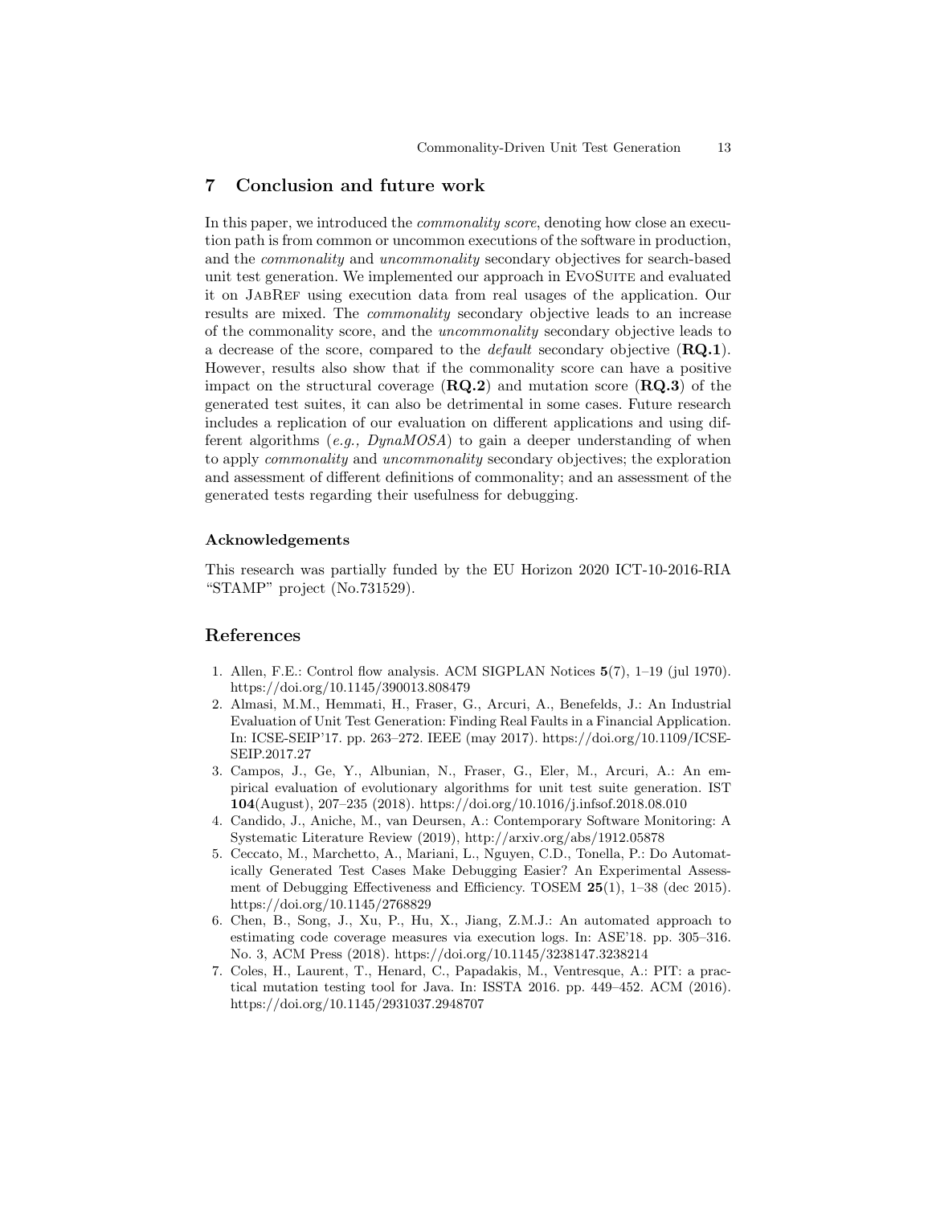## 7 Conclusion and future work

In this paper, we introduced the *commonality score*, denoting how close an execution path is from common or uncommon executions of the software in production, and the *commonality* and *uncommonality* secondary objectives for search-based unit test generation. We implemented our approach in EvoSuite and evaluated it on JabRef using execution data from real usages of the application. Our results are mixed. The *commonality* secondary objective leads to an increase of the commonality score, and the *uncommonality* secondary objective leads to a decrease of the score, compared to the *default* secondary objective (**RQ.1**). However, results also show that if the commonality score can have a positive impact on the structural coverage (**RQ.2**) and mutation score (**RQ.3**) of the generated test suites, it can also be detrimental in some cases. Future research includes a replication of our evaluation on different applications and using different algorithms (*e.g., DynaMOSA*) to gain a deeper understanding of when to apply *commonality* and *uncommonality* secondary objectives; the exploration and assessment of different definitions of commonality; and an assessment of the generated tests regarding their usefulness for debugging.

### Acknowledgements

This research was partially funded by the EU Horizon 2020 ICT-10-2016-RIA "STAMP" project (No.731529).

## References

1. Allen, F.E.: Control flow analysis. ACM SIGPLAN Notices **5**(7), 1–19 (jul 1970). https://doi.org/10.1145/390013.808479
2. Almasi, M.M., Hemmati, H., Fraser, G., Arcuri, A., Benefelds, J.: An Industrial Evaluation of Unit Test Generation: Finding Real Faults in a Financial Application. In: ICSE-SEIP'17. pp. 263–272. IEEE (may 2017). https://doi.org/10.1109/ICSE-SEIP.2017.27
3. Campos, J., Ge, Y., Albunian, N., Fraser, G., Eler, M., Arcuri, A.: An empirical evaluation of evolutionary algorithms for unit test suite generation. IST **104**(August), 207–235 (2018). https://doi.org/10.1016/j.infsof.2018.08.010
4. Candido, J., Aniche, M., van Deursen, A.: Contemporary Software Monitoring: A Systematic Literature Review (2019), http://arxiv.org/abs/1912.05878
5. Ceccato, M., Marchetto, A., Mariani, L., Nguyen, C.D., Tonella, P.: Do Automatically Generated Test Cases Make Debugging Easier? An Experimental Assessment of Debugging Effectiveness and Efficiency. TOSEM **25**(1), 1–38 (dec 2015). https://doi.org/10.1145/2768829
6. Chen, B., Song, J., Xu, P., Hu, X., Jiang, Z.M.J.: An automated approach to estimating code coverage measures via execution logs. In: ASE'18. pp. 305–316. No. 3, ACM Press (2018). https://doi.org/10.1145/3238147.3238214
7. Coles, H., Laurent, T., Henard, C., Papadakis, M., Ventresque, A.: PIT: a practical mutation testing tool for Java. In: ISSTA 2016. pp. 449–452. ACM (2016). https://doi.org/10.1145/2931037.2948707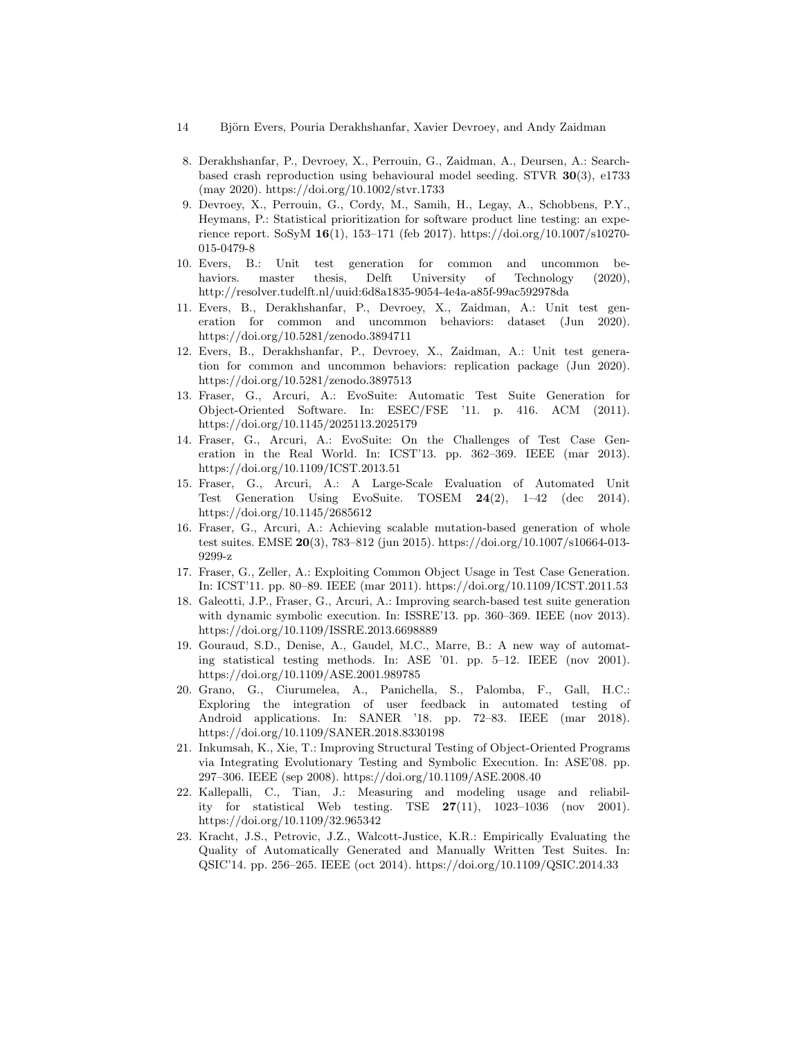8. Derakhshanfar, P., Devroey, X., Perrouin, G., Zaidman, A., Deursen, A.: Search-based crash reproduction using behavioural model seeding. STVR **30**(3), e1733 (may 2020). https://doi.org/10.1002/stvr.1733
9. Devroey, X., Perrouin, G., Cordy, M., Samih, H., Legay, A., Schobbens, P.Y., Heymans, P.: Statistical prioritization for software product line testing: an experience report. SoSyM **16**(1), 153–171 (feb 2017). https://doi.org/10.1007/s10270-015-0479-8
10. Evers, B.: Unit test generation for common and uncommon behaviors. master thesis, Delft University of Technology (2020), http://resolver.tudelft.nl/uuid:6d8a1835-9054-4e4a-a85f-99ac592978da
11. Evers, B., Derakhshanfar, P., Devroey, X., Zaidman, A.: Unit test generation for common and uncommon behaviors: dataset (Jun 2020). https://doi.org/10.5281/zenodo.3894711
12. Evers, B., Derakhshanfar, P., Devroey, X., Zaidman, A.: Unit test generation for common and uncommon behaviors: replication package (Jun 2020). https://doi.org/10.5281/zenodo.3897513
13. Fraser, G., Arcuri, A.: EvoSuite: Automatic Test Suite Generation for Object-Oriented Software. In: ESEC/FSE '11. p. 416. ACM (2011). https://doi.org/10.1145/2025113.2025179
14. Fraser, G., Arcuri, A.: EvoSuite: On the Challenges of Test Case Generation in the Real World. In: ICST'13. pp. 362–369. IEEE (mar 2013). https://doi.org/10.1109/ICST.2013.51
15. Fraser, G., Arcuri, A.: A Large-Scale Evaluation of Automated Unit Test Generation Using EvoSuite. TOSEM **24**(2), 1–42 (dec 2014). https://doi.org/10.1145/2685612
16. Fraser, G., Arcuri, A.: Achieving scalable mutation-based generation of whole test suites. EMSE **20**(3), 783–812 (jun 2015). https://doi.org/10.1007/s10664-013-9299-z
17. Fraser, G., Zeller, A.: Exploiting Common Object Usage in Test Case Generation. In: ICST'11. pp. 80–89. IEEE (mar 2011). https://doi.org/10.1109/ICST.2011.53
18. Galeotti, J.P., Fraser, G., Arcuri, A.: Improving search-based test suite generation with dynamic symbolic execution. In: ISSRE'13. pp. 360–369. IEEE (nov 2013). https://doi.org/10.1109/ISSRE.2013.6698889
19. Gouraud, S.D., Denise, A., Gaudel, M.C., Marre, B.: A new way of automating statistical testing methods. In: ASE '01. pp. 5–12. IEEE (nov 2001). https://doi.org/10.1109/ASE.2001.989785
20. Grano, G., Ciurumelea, A., Panichella, S., Palomba, F., Gall, H.C.: Exploring the integration of user feedback in automated testing of Android applications. In: SANER '18. pp. 72–83. IEEE (mar 2018). https://doi.org/10.1109/SANER.2018.8330198
21. Inkumsah, K., Xie, T.: Improving Structural Testing of Object-Oriented Programs via Integrating Evolutionary Testing and Symbolic Execution. In: ASE'08. pp. 297–306. IEEE (sep 2008). https://doi.org/10.1109/ASE.2008.40
22. Kallepalli, C., Tian, J.: Measuring and modeling usage and reliability for statistical Web testing. TSE **27**(11), 1023–1036 (nov 2001). https://doi.org/10.1109/32.965342
23. Kracht, J.S., Petrovic, J.Z., Walcott-Justice, K.R.: Empirically Evaluating the Quality of Automatically Generated and Manually Written Test Suites. In: QSIC'14. pp. 256–265. IEEE (oct 2014). https://doi.org/10.1109/QSIC.2014.33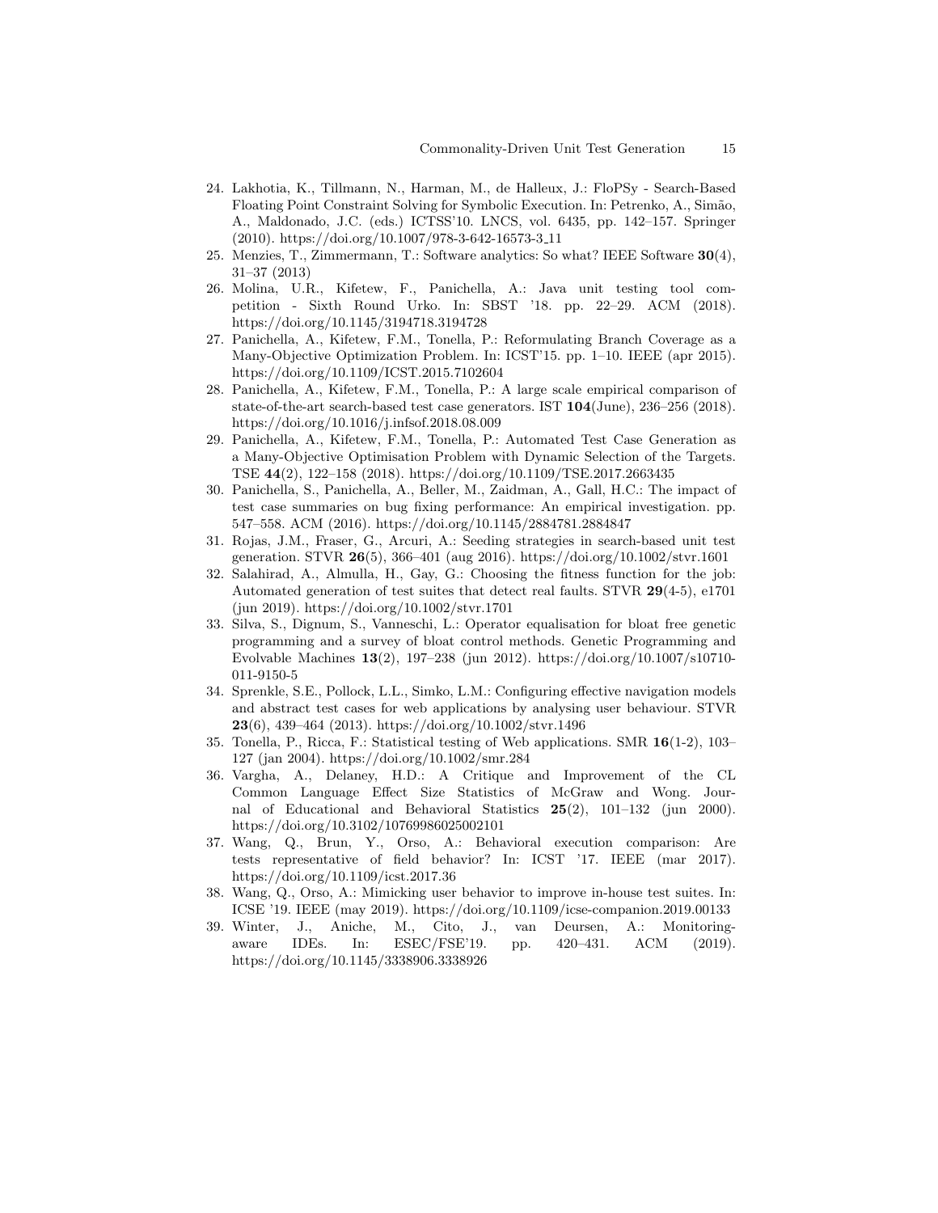24. Lakhotia, K., Tillmann, N., Harman, M., de Halleux, J.: FloPSy - Search-Based Floating Point Constraint Solving for Symbolic Execution. In: Petrenko, A., Simão, A., Maldonado, J.C. (eds.) ICTSS'10. LNCS, vol. 6435, pp. 142–157. Springer (2010). https://doi.org/10.1007/978-3-642-16573-3_11
25. Menzies, T., Zimmermann, T.: Software analytics: So what? IEEE Software **30**(4), 31–37 (2013)
26. Molina, U.R., Kifetew, F., Panichella, A.: Java unit testing tool competition - Sixth Round Urko. In: SBST '18. pp. 22–29. ACM (2018). https://doi.org/10.1145/3194718.3194728
27. Panichella, A., Kifetew, F.M., Tonella, P.: Reformulating Branch Coverage as a Many-Objective Optimization Problem. In: ICST'15. pp. 1–10. IEEE (apr 2015). https://doi.org/10.1109/ICST.2015.7102604
28. Panichella, A., Kifetew, F.M., Tonella, P.: A large scale empirical comparison of state-of-the-art search-based test case generators. IST **104**(June), 236–256 (2018). https://doi.org/10.1016/j.infsof.2018.08.009
29. Panichella, A., Kifetew, F.M., Tonella, P.: Automated Test Case Generation as a Many-Objective Optimisation Problem with Dynamic Selection of the Targets. TSE **44**(2), 122–158 (2018). https://doi.org/10.1109/TSE.2017.2663435
30. Panichella, S., Panichella, A., Beller, M., Zaidman, A., Gall, H.C.: The impact of test case summaries on bug fixing performance: An empirical investigation. pp. 547–558. ACM (2016). https://doi.org/10.1145/2884781.2884847
31. Rojas, J.M., Fraser, G., Arcuri, A.: Seeding strategies in search-based unit test generation. STVR **26**(5), 366–401 (aug 2016). https://doi.org/10.1002/stvr.1601
32. Salahirad, A., Almulla, H., Gay, G.: Choosing the fitness function for the job: Automated generation of test suites that detect real faults. STVR **29**(4-5), e1701 (jun 2019). https://doi.org/10.1002/stvr.1701
33. Silva, S., Dignum, S., Vanneschi, L.: Operator equalisation for bloat free genetic programming and a survey of bloat control methods. Genetic Programming and Evolvable Machines **13**(2), 197–238 (jun 2012). https://doi.org/10.1007/s10710-011-9150-5
34. Sprenkle, S.E., Pollock, L.L., Simko, L.M.: Configuring effective navigation models and abstract test cases for web applications by analysing user behaviour. STVR **23**(6), 439–464 (2013). https://doi.org/10.1002/stvr.1496
35. Tonella, P., Ricca, F.: Statistical testing of Web applications. SMR **16**(1-2), 103–127 (jan 2004). https://doi.org/10.1002/smr.284
36. Vargha, A., Delaney, H.D.: A Critique and Improvement of the CL Common Language Effect Size Statistics of McGraw and Wong. Journal of Educational and Behavioral Statistics **25**(2), 101–132 (jun 2000). https://doi.org/10.3102/10769986025002101
37. Wang, Q., Brun, Y., Orso, A.: Behavioral execution comparison: Are tests representative of field behavior? In: ICST '17. IEEE (mar 2017). https://doi.org/10.1109/icst.2017.36
38. Wang, Q., Orso, A.: Mimicking user behavior to improve in-house test suites. In: ICSE '19. IEEE (may 2019). https://doi.org/10.1109/icse-companion.2019.00133
39. Winter, J., Aniche, M., Cito, J., van Deursen, A.: Monitoring-aware IDEs. In: ESEC/FSE'19. pp. 420–431. ACM (2019). https://doi.org/10.1145/3338906.3338926